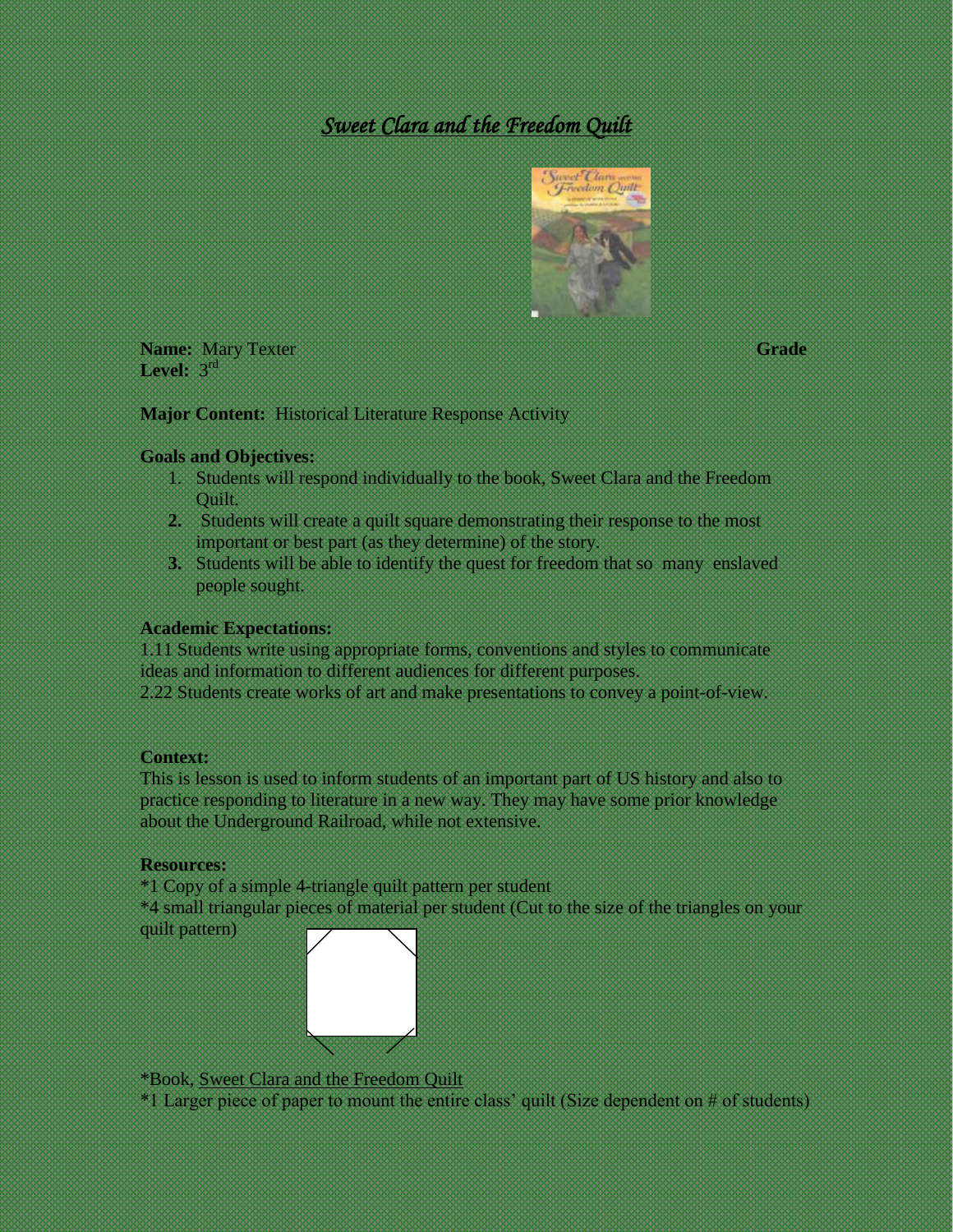# *Sweet Clara and the Freedom Quilt*

**Name:** Mary Texter **Grade Level:** 3rd

**Major Content:** Historical Literature Response Activity

**Goals and Objectives:**

1. Students will respond individually to the book, Sweet Clara and the Freedom Quilt.
2. Students will create a quilt square demonstrating their response to the most important or best part (as they determine) of the story.
3. Students will be able to identify the quest for freedom that so many enslaved people sought.

**Academic Expectations:**

1.11 Students write using appropriate forms, conventions and styles to communicate ideas and information to different audiences for different purposes.

2.22 Students create works of art and make presentations to convey a point-of-view.

**Context:**

This is lesson is used to inform students of an important part of US history and also to practice responding to literature in a new way. They may have some prior knowledge about the Underground Railroad, while not extensive.

**Resources:**

*1 Copy of a simple 4-triangle quilt pattern per student

*4 small triangular pieces of material per student (Cut to the size of the triangles on your quilt pattern)

*Book, Sweet Clara and the Freedom Quilt

*1 Larger piece of paper to mount the entire class' quilt (Size dependent on # of students)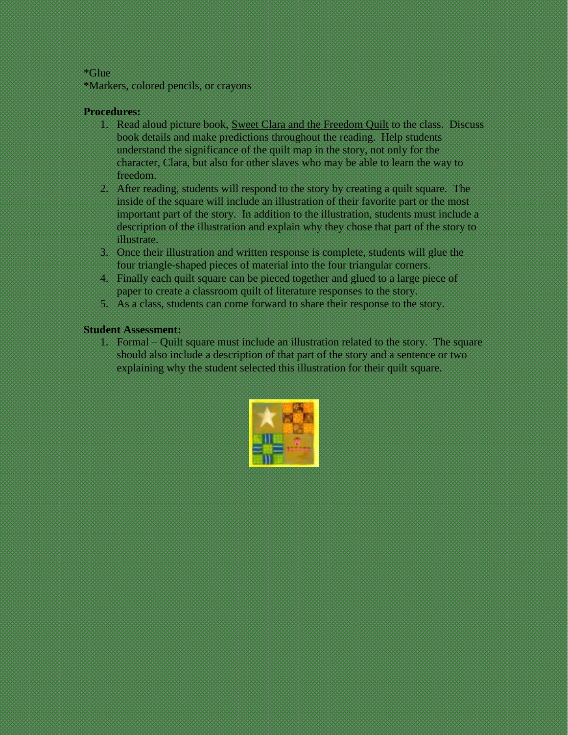*Glue
*Markers, colored pencils, or crayons

**Procedures:**

1. Read aloud picture book, Sweet Clara and the Freedom Quilt to the class. Discuss book details and make predictions throughout the reading. Help students understand the significance of the quilt map in the story, not only for the character, Clara, but also for other slaves who may be able to learn the way to freedom.
2. After reading, students will respond to the story by creating a quilt square. The inside of the square will include an illustration of their favorite part or the most important part of the story. In addition to the illustration, students must include a description of the illustration and explain why they chose that part of the story to illustrate.
3. Once their illustration and written response is complete, students will glue the four triangle-shaped pieces of material into the four triangular corners.
4. Finally each quilt square can be pieced together and glued to a large piece of paper to create a classroom quilt of literature responses to the story.
5. As a class, students can come forward to share their response to the story.

**Student Assessment:**

1. Formal – Quilt square must include an illustration related to the story. The square should also include a description of that part of the story and a sentence or two explaining why the student selected this illustration for their quilt square.